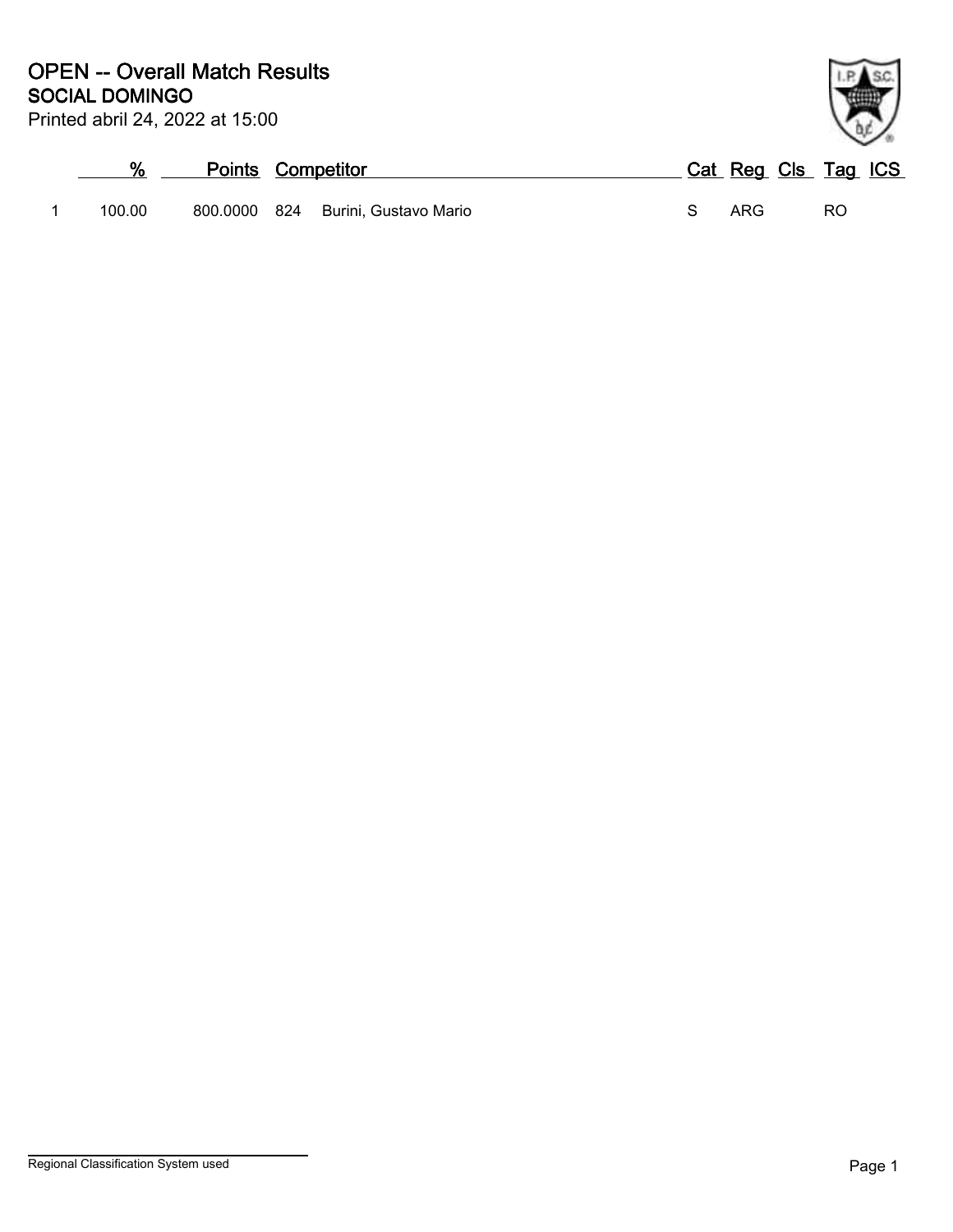# OPEN -- Overall Match Results
## SOCIAL DOMINGO

Printed abril 24, 2022 at 15:00

| | % | Points | Competitor | | Cat | Reg | Cls | Tag | ICS |
|---|---|---|---|---|---|---|---|---|---|
| 1 | 100.00 | 800.0000 | 824 | Burini, Gustavo Mario | S | ARG | | RO | |

Regional Classification System used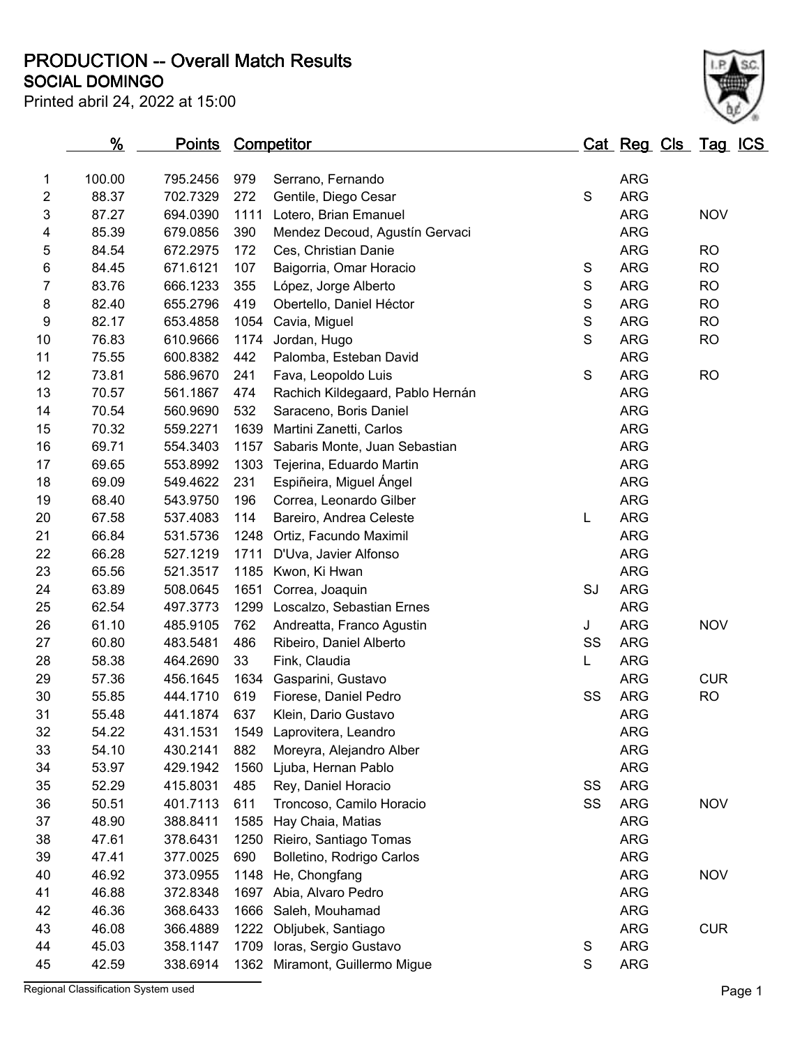# PRODUCTION -- Overall Match Results

## SOCIAL DOMINGO

Printed abril 24, 2022 at 15:00

| | % | Points | Competitor | | Cat | Reg | Cls | Tag | ICS |
|---|---|---|---|---|---|---|---|---|---|
| 1 | 100.00 | 795.2456 | 979 | Serrano, Fernando | | ARG | | | |
| 2 | 88.37 | 702.7329 | 272 | Gentile, Diego Cesar | S | ARG | | | |
| 3 | 87.27 | 694.0390 | 1111 | Lotero, Brian Emanuel | | ARG | | NOV | |
| 4 | 85.39 | 679.0856 | 390 | Mendez Decoud, Agustín Gervaci | | ARG | | | |
| 5 | 84.54 | 672.2975 | 172 | Ces, Christian Danie | | ARG | | RO | |
| 6 | 84.45 | 671.6121 | 107 | Baigorria, Omar Horacio | S | ARG | | RO | |
| 7 | 83.76 | 666.1233 | 355 | López, Jorge Alberto | S | ARG | | RO | |
| 8 | 82.40 | 655.2796 | 419 | Obertello, Daniel Héctor | S | ARG | | RO | |
| 9 | 82.17 | 653.4858 | 1054 | Cavia, Miguel | S | ARG | | RO | |
| 10 | 76.83 | 610.9666 | 1174 | Jordan, Hugo | S | ARG | | RO | |
| 11 | 75.55 | 600.8382 | 442 | Palomba, Esteban David | | ARG | | | |
| 12 | 73.81 | 586.9670 | 241 | Fava, Leopoldo Luis | S | ARG | | RO | |
| 13 | 70.57 | 561.1867 | 474 | Rachich Kildegaard, Pablo Hernán | | ARG | | | |
| 14 | 70.54 | 560.9690 | 532 | Saraceno, Boris Daniel | | ARG | | | |
| 15 | 70.32 | 559.2271 | 1639 | Martini Zanetti, Carlos | | ARG | | | |
| 16 | 69.71 | 554.3403 | 1157 | Sabaris Monte, Juan Sebastian | | ARG | | | |
| 17 | 69.65 | 553.8992 | 1303 | Tejerina, Eduardo Martin | | ARG | | | |
| 18 | 69.09 | 549.4622 | 231 | Espiñeira, Miguel Ángel | | ARG | | | |
| 19 | 68.40 | 543.9750 | 196 | Correa, Leonardo Gilber | | ARG | | | |
| 20 | 67.58 | 537.4083 | 114 | Bareiro, Andrea Celeste | L | ARG | | | |
| 21 | 66.84 | 531.5736 | 1248 | Ortiz, Facundo Maximil | | ARG | | | |
| 22 | 66.28 | 527.1219 | 1711 | D'Uva, Javier Alfonso | | ARG | | | |
| 23 | 65.56 | 521.3517 | 1185 | Kwon, Ki Hwan | | ARG | | | |
| 24 | 63.89 | 508.0645 | 1651 | Correa, Joaquin | SJ | ARG | | | |
| 25 | 62.54 | 497.3773 | 1299 | Loscalzo, Sebastian Ernes | | ARG | | | |
| 26 | 61.10 | 485.9105 | 762 | Andreatta, Franco Agustin | J | ARG | | NOV | |
| 27 | 60.80 | 483.5481 | 486 | Ribeiro, Daniel Alberto | SS | ARG | | | |
| 28 | 58.38 | 464.2690 | 33 | Fink, Claudia | L | ARG | | | |
| 29 | 57.36 | 456.1645 | 1634 | Gasparini, Gustavo | | ARG | | CUR | |
| 30 | 55.85 | 444.1710 | 619 | Fiorese, Daniel Pedro | SS | ARG | | RO | |
| 31 | 55.48 | 441.1874 | 637 | Klein, Dario Gustavo | | ARG | | | |
| 32 | 54.22 | 431.1531 | 1549 | Laprovitera, Leandro | | ARG | | | |
| 33 | 54.10 | 430.2141 | 882 | Moreyra, Alejandro Alber | | ARG | | | |
| 34 | 53.97 | 429.1942 | 1560 | Ljuba, Hernan Pablo | | ARG | | | |
| 35 | 52.29 | 415.8031 | 485 | Rey, Daniel Horacio | SS | ARG | | | |
| 36 | 50.51 | 401.7113 | 611 | Troncoso, Camilo Horacio | SS | ARG | | NOV | |
| 37 | 48.90 | 388.8411 | 1585 | Hay Chaia, Matias | | ARG | | | |
| 38 | 47.61 | 378.6431 | 1250 | Rieiro, Santiago Tomas | | ARG | | | |
| 39 | 47.41 | 377.0025 | 690 | Bolletino, Rodrigo Carlos | | ARG | | | |
| 40 | 46.92 | 373.0955 | 1148 | He, Chongfang | | ARG | | NOV | |
| 41 | 46.88 | 372.8348 | 1697 | Abia, Alvaro Pedro | | ARG | | | |
| 42 | 46.36 | 368.6433 | 1666 | Saleh, Mouhamad | | ARG | | | |
| 43 | 46.08 | 366.4889 | 1222 | Obljubek, Santiago | | ARG | | CUR | |
| 44 | 45.03 | 358.1147 | 1709 | Ioras, Sergio Gustavo | S | ARG | | | |
| 45 | 42.59 | 338.6914 | 1362 | Miramont, Guillermo Migue | S | ARG | | | |

Regional Classification System used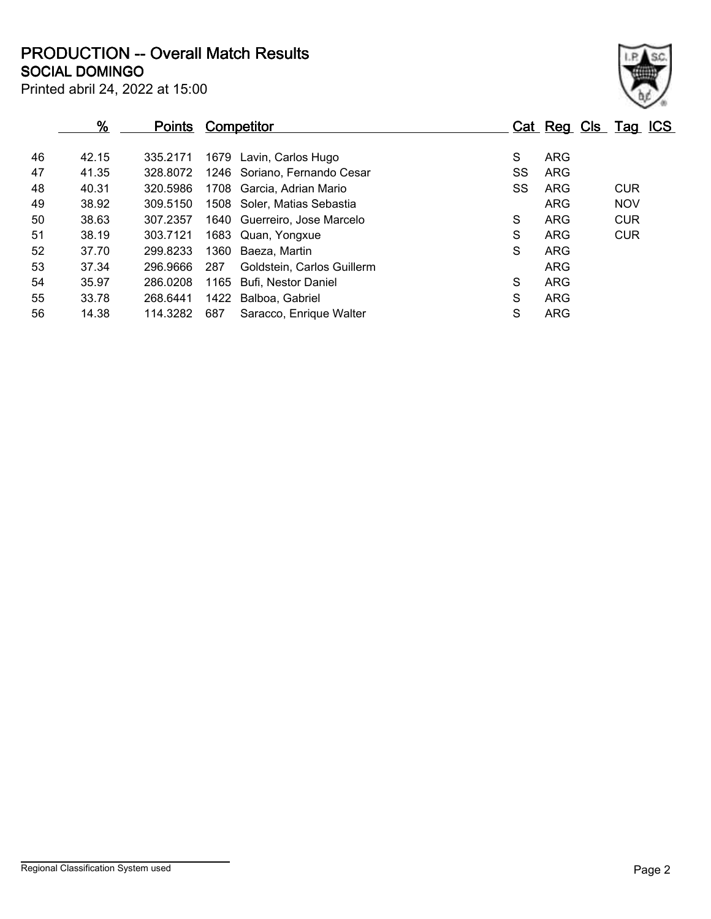# PRODUCTION -- Overall Match Results

## SOCIAL DOMINGO

Printed abril 24, 2022 at 15:00

| | % | Points | Competitor | | Cat | Reg | Cls | Tag | ICS |
|---|---|---|---|---|---|---|---|---|---|
| 46 | 42.15 | 335.2171 | 1679 | Lavin, Carlos Hugo | S | ARG | | | |
| 47 | 41.35 | 328.8072 | 1246 | Soriano, Fernando Cesar | SS | ARG | | | |
| 48 | 40.31 | 320.5986 | 1708 | Garcia, Adrian Mario | SS | ARG | | CUR | |
| 49 | 38.92 | 309.5150 | 1508 | Soler, Matias Sebastia | | ARG | | NOV | |
| 50 | 38.63 | 307.2357 | 1640 | Guerreiro, Jose Marcelo | S | ARG | | CUR | |
| 51 | 38.19 | 303.7121 | 1683 | Quan, Yongxue | S | ARG | | CUR | |
| 52 | 37.70 | 299.8233 | 1360 | Baeza, Martin | S | ARG | | | |
| 53 | 37.34 | 296.9666 | 287 | Goldstein, Carlos Guillerm | | ARG | | | |
| 54 | 35.97 | 286.0208 | 1165 | Bufi, Nestor Daniel | S | ARG | | | |
| 55 | 33.78 | 268.6441 | 1422 | Balboa, Gabriel | S | ARG | | | |
| 56 | 14.38 | 114.3282 | 687 | Saracco, Enrique Walter | S | ARG | | | |

Regional Classification System used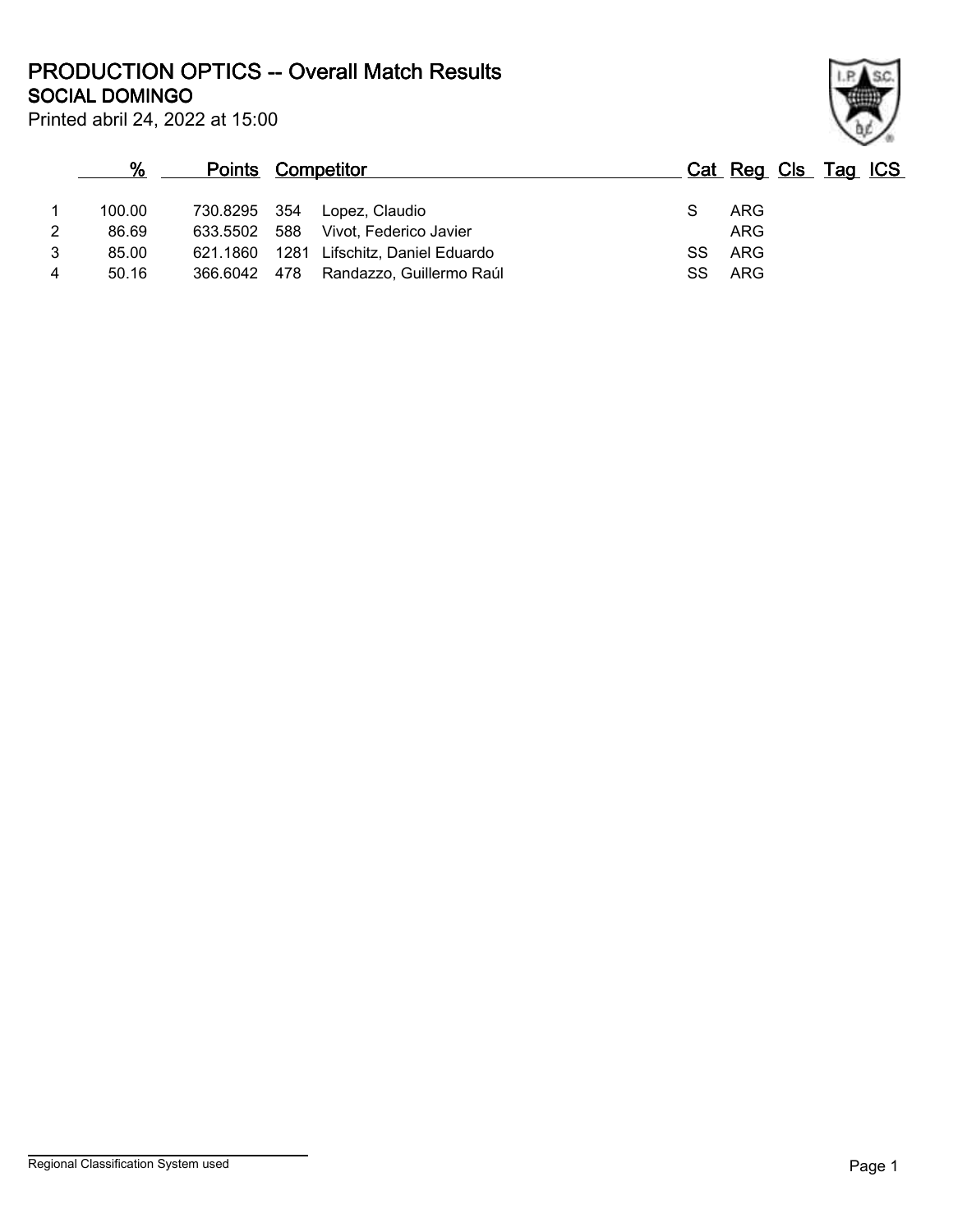# PRODUCTION OPTICS -- Overall Match Results

## SOCIAL DOMINGO

Printed abril 24, 2022 at 15:00

| | % | Points | Competitor | | Cat | Reg | Cls | Tag | ICS |
|---|---|---|---|---|---|---|---|---|---|
| 1 | 100.00 | 730.8295 | 354 | Lopez, Claudio | S | ARG | | | |
| 2 | 86.69 | 633.5502 | 588 | Vivot, Federico Javier | | ARG | | | |
| 3 | 85.00 | 621.1860 | 1281 | Lifschitz, Daniel Eduardo | SS | ARG | | | |
| 4 | 50.16 | 366.6042 | 478 | Randazzo, Guillermo Raúl | SS | ARG | | | |

Regional Classification System used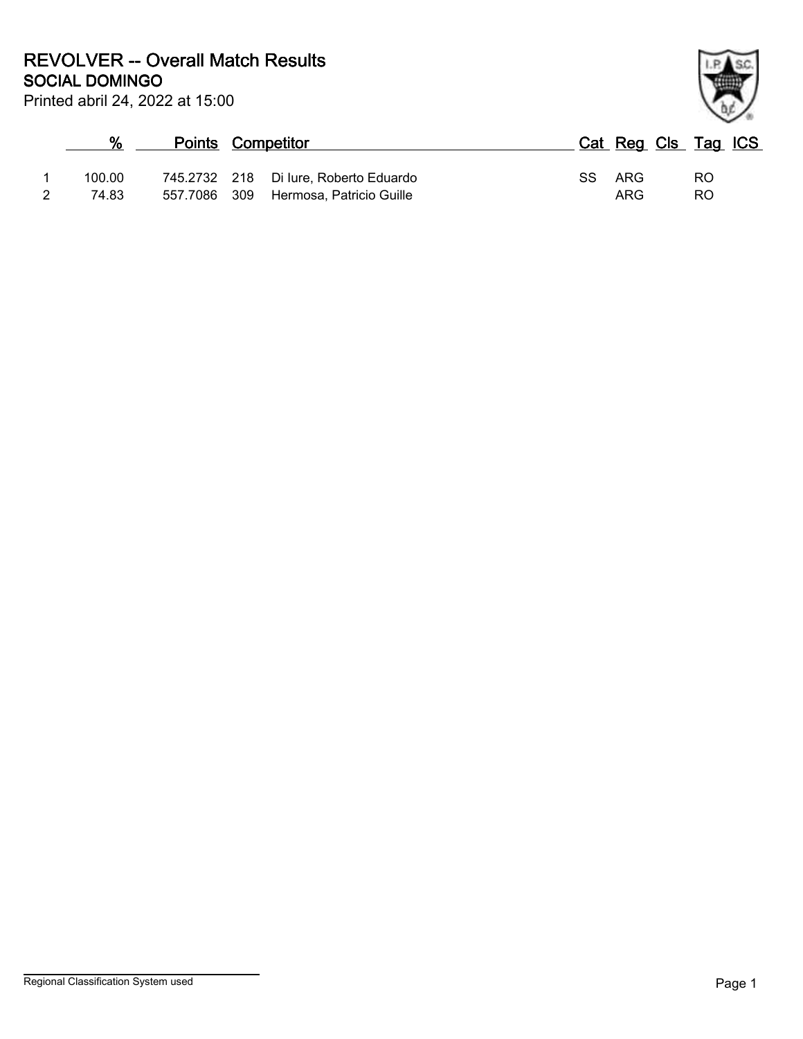# REVOLVER -- Overall Match Results

## SOCIAL DOMINGO

Printed abril 24, 2022 at 15:00

| | % | Points | | Competitor | Cat | Reg | Cls | Tag | ICS |
|---|---|---|---|---|---|---|---|---|---|
| 1 | 100.00 | 745.2732 | 218 | Di Iure, Roberto Eduardo | SS | ARG | | RO | |
| 2 | 74.83 | 557.7086 | 309 | Hermosa, Patricio Guille | | ARG | | RO | |

Regional Classification System used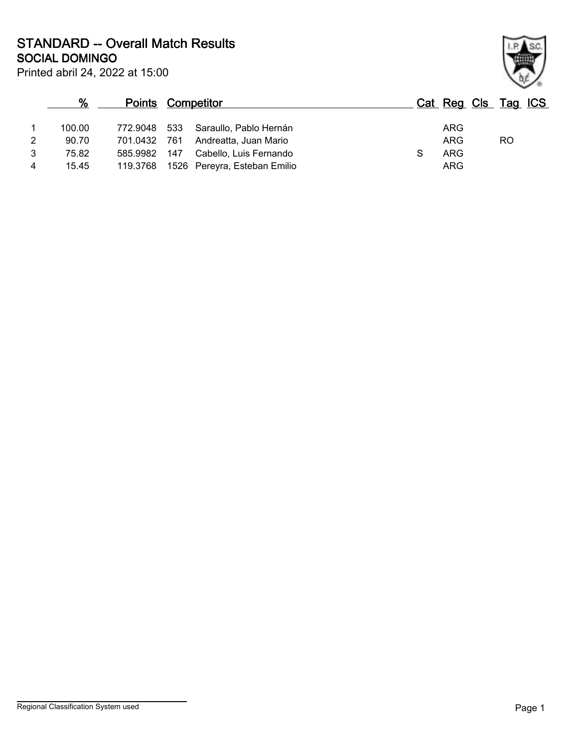# STANDARD -- Overall Match Results
## SOCIAL DOMINGO

Printed abril 24, 2022 at 15:00

| | % | Points | Competitor | | Cat | Reg | Cls | Tag | ICS |
|---|---|---|---|---|---|---|---|---|---|
| 1 | 100.00 | 772.9048 | 533 | Saraullo, Pablo Hernán | | ARG | | | |
| 2 | 90.70 | 701.0432 | 761 | Andreatta, Juan Mario | | ARG | | RO | |
| 3 | 75.82 | 585.9982 | 147 | Cabello, Luis Fernando | S | ARG | | | |
| 4 | 15.45 | 119.3768 | 1526 | Pereyra, Esteban Emilio | | ARG | | | |

Regional Classification System used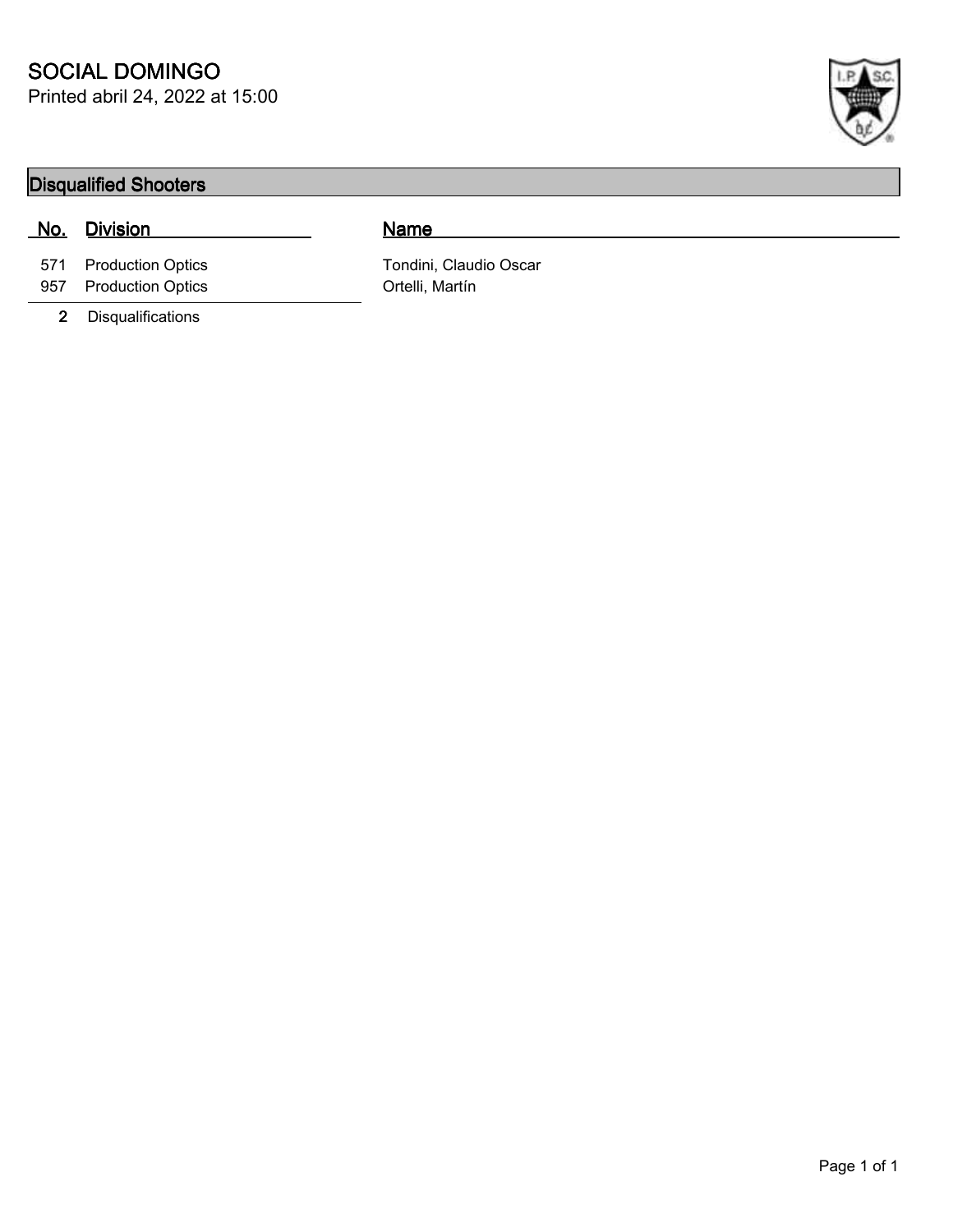# SOCIAL DOMINGO

Printed abril 24, 2022 at 15:00

## Disqualified Shooters

| No. | Division | Name |
|---|---|---|
| 571 | Production Optics | Tondini, Claudio Oscar |
| 957 | Production Optics | Ortelli, Martín |

**2** Disqualifications